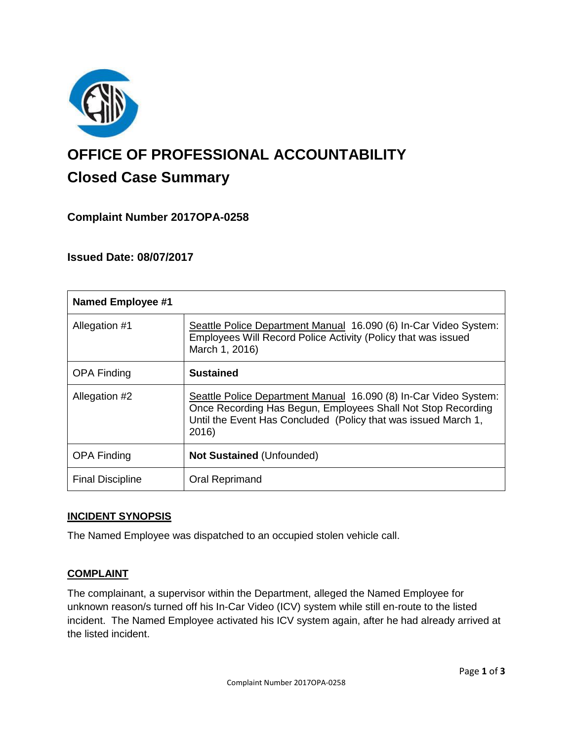# OFFICE OF PROFESSIONAL ACCOUNTABILITY

## Closed Case Summary

### Complaint Number 2017OPA-0258

### Issued Date: 08/07/2017

| Named Employee #1 | |
|---|---|
| Allegation #1 | Seattle Police Department Manual 16.090 (6) In-Car Video System: Employees Will Record Police Activity (Policy that was issued March 1, 2016) |
| OPA Finding | **Sustained** |
| Allegation #2 | Seattle Police Department Manual 16.090 (8) In-Car Video System: Once Recording Has Begun, Employees Shall Not Stop Recording Until the Event Has Concluded (Policy that was issued March 1, 2016) |
| OPA Finding | **Not Sustained** (Unfounded) |
| Final Discipline | Oral Reprimand |

**INCIDENT SYNOPSIS**

The Named Employee was dispatched to an occupied stolen vehicle call.

**COMPLAINT**

The complainant, a supervisor within the Department, alleged the Named Employee for unknown reason/s turned off his In-Car Video (ICV) system while still en-route to the listed incident. The Named Employee activated his ICV system again, after he had already arrived at the listed incident.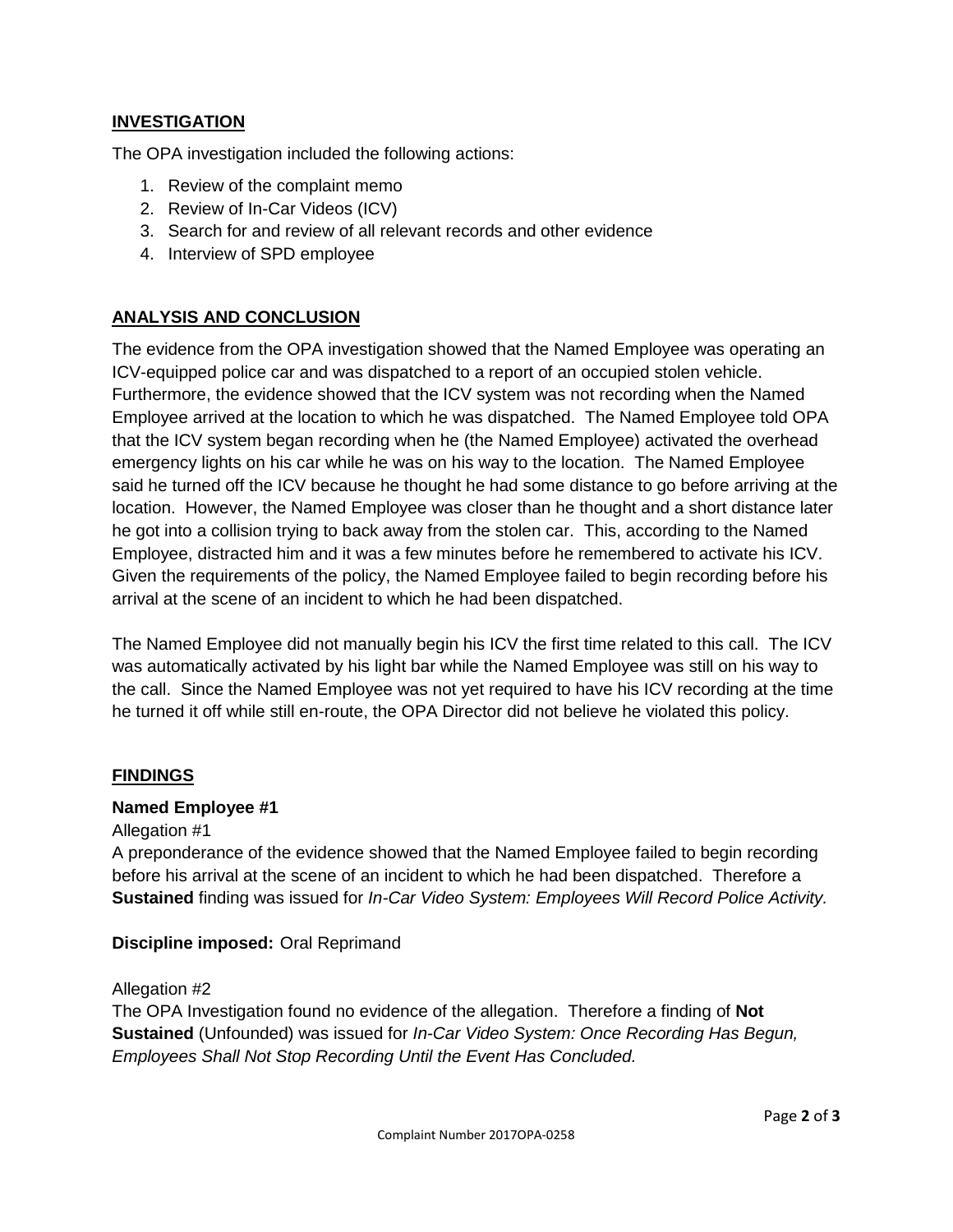## INVESTIGATION

The OPA investigation included the following actions:

1. Review of the complaint memo
2. Review of In-Car Videos (ICV)
3. Search for and review of all relevant records and other evidence
4. Interview of SPD employee

## ANALYSIS AND CONCLUSION

The evidence from the OPA investigation showed that the Named Employee was operating an ICV-equipped police car and was dispatched to a report of an occupied stolen vehicle. Furthermore, the evidence showed that the ICV system was not recording when the Named Employee arrived at the location to which he was dispatched. The Named Employee told OPA that the ICV system began recording when he (the Named Employee) activated the overhead emergency lights on his car while he was on his way to the location. The Named Employee said he turned off the ICV because he thought he had some distance to go before arriving at the location. However, the Named Employee was closer than he thought and a short distance later he got into a collision trying to back away from the stolen car. This, according to the Named Employee, distracted him and it was a few minutes before he remembered to activate his ICV. Given the requirements of the policy, the Named Employee failed to begin recording before his arrival at the scene of an incident to which he had been dispatched.

The Named Employee did not manually begin his ICV the first time related to this call. The ICV was automatically activated by his light bar while the Named Employee was still on his way to the call. Since the Named Employee was not yet required to have his ICV recording at the time he turned it off while still en-route, the OPA Director did not believe he violated this policy.

## FINDINGS

**Named Employee #1**

Allegation #1
A preponderance of the evidence showed that the Named Employee failed to begin recording before his arrival at the scene of an incident to which he had been dispatched. Therefore a **Sustained** finding was issued for *In-Car Video System: Employees Will Record Police Activity.*

**Discipline imposed:** Oral Reprimand

Allegation #2
The OPA Investigation found no evidence of the allegation. Therefore a finding of **Not Sustained** (Unfounded) was issued for *In-Car Video System: Once Recording Has Begun, Employees Shall Not Stop Recording Until the Event Has Concluded.*

Complaint Number 2017OPA-0258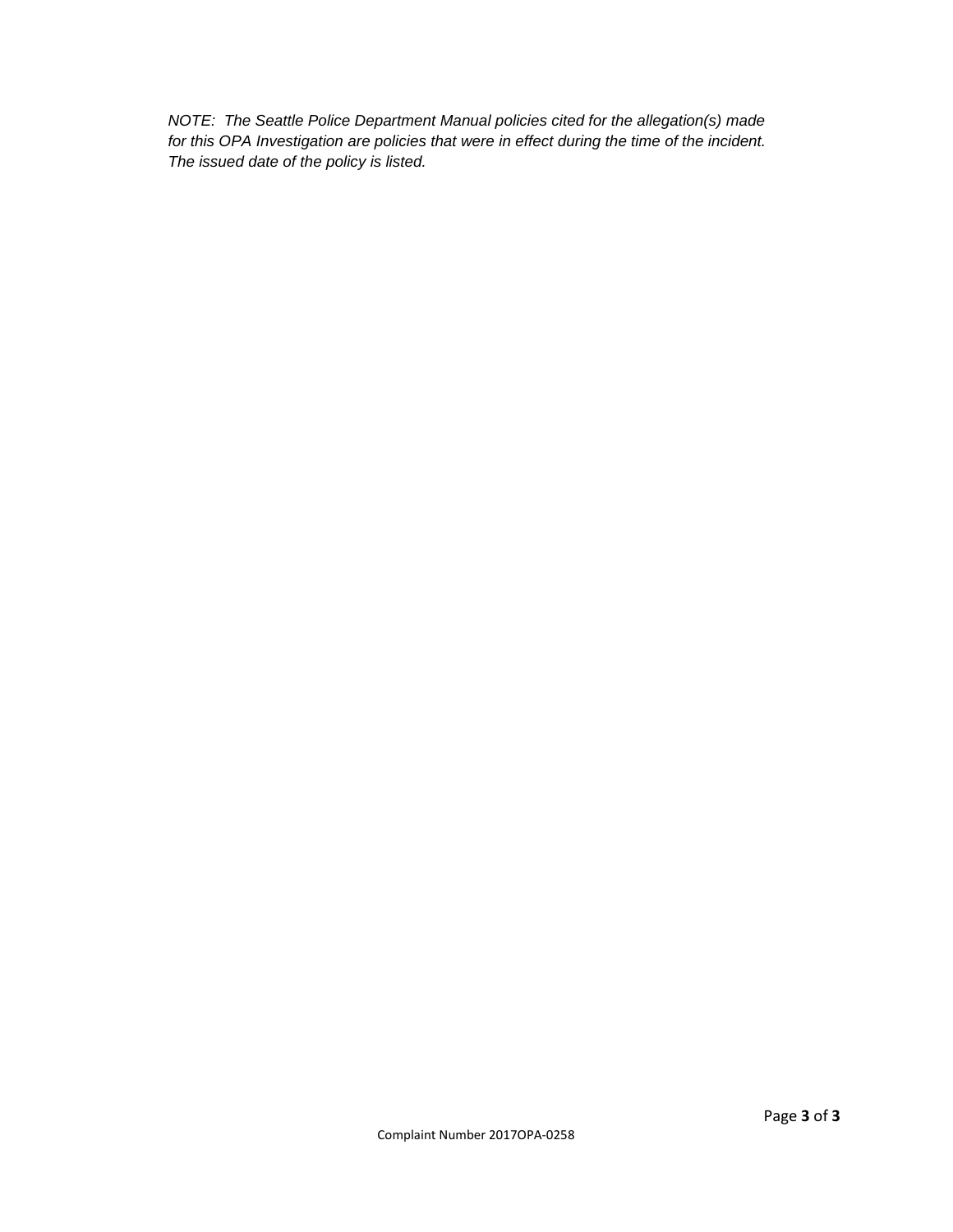*NOTE: The Seattle Police Department Manual policies cited for the allegation(s) made for this OPA Investigation are policies that were in effect during the time of the incident. The issued date of the policy is listed.*